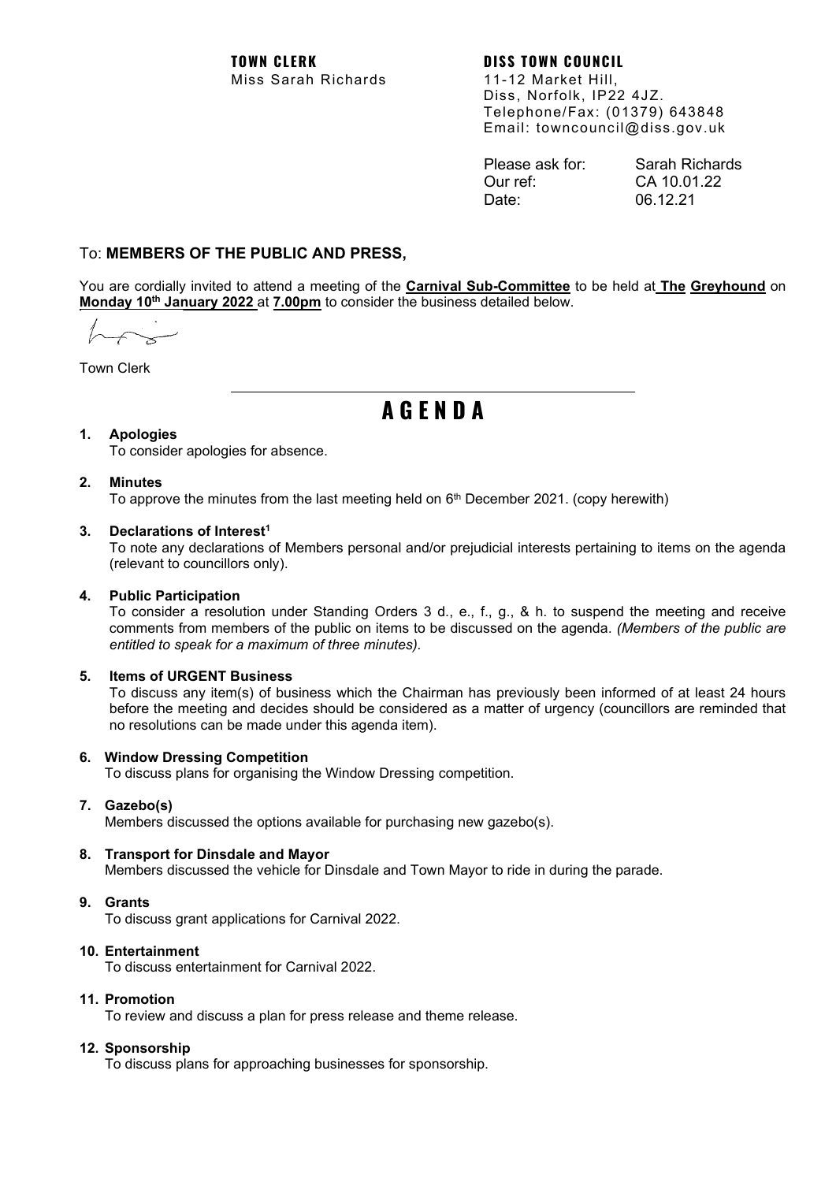**TOWN CLERK**
Miss Sarah Richards

**DISS TOWN COUNCIL**
11-12 Market Hill,
Diss, Norfolk, IP22 4JZ.
Telephone/Fax: (01379) 643848
Email: towncouncil@diss.gov.uk

Please ask for: Sarah Richards
Our ref: CA 10.01.22
Date: 06.12.21

To: **MEMBERS OF THE PUBLIC AND PRESS,**

You are cordially invited to attend a meeting of the **Carnival Sub-Committee** to be held at **The Greyhound** on **Monday 10th January 2022** at **7.00pm** to consider the business detailed below.

Town Clerk

# AGENDA

**1. Apologies**
To consider apologies for absence.

**2. Minutes**
To approve the minutes from the last meeting held on 6th December 2021. (copy herewith)

**3. Declarations of Interest[1]**
To note any declarations of Members personal and/or prejudicial interests pertaining to items on the agenda (relevant to councillors only).

**4. Public Participation**
To consider a resolution under Standing Orders 3 d., e., f., g., & h. to suspend the meeting and receive comments from members of the public on items to be discussed on the agenda. *(Members of the public are entitled to speak for a maximum of three minutes).*

**5. Items of URGENT Business**
To discuss any item(s) of business which the Chairman has previously been informed of at least 24 hours before the meeting and decides should be considered as a matter of urgency (councillors are reminded that no resolutions can be made under this agenda item).

**6. Window Dressing Competition**
To discuss plans for organising the Window Dressing competition.

**7. Gazebo(s)**
Members discussed the options available for purchasing new gazebo(s).

**8. Transport for Dinsdale and Mayor**
Members discussed the vehicle for Dinsdale and Town Mayor to ride in during the parade.

**9. Grants**
To discuss grant applications for Carnival 2022.

**10. Entertainment**
To discuss entertainment for Carnival 2022.

**11. Promotion**
To review and discuss a plan for press release and theme release.

**12. Sponsorship**
To discuss plans for approaching businesses for sponsorship.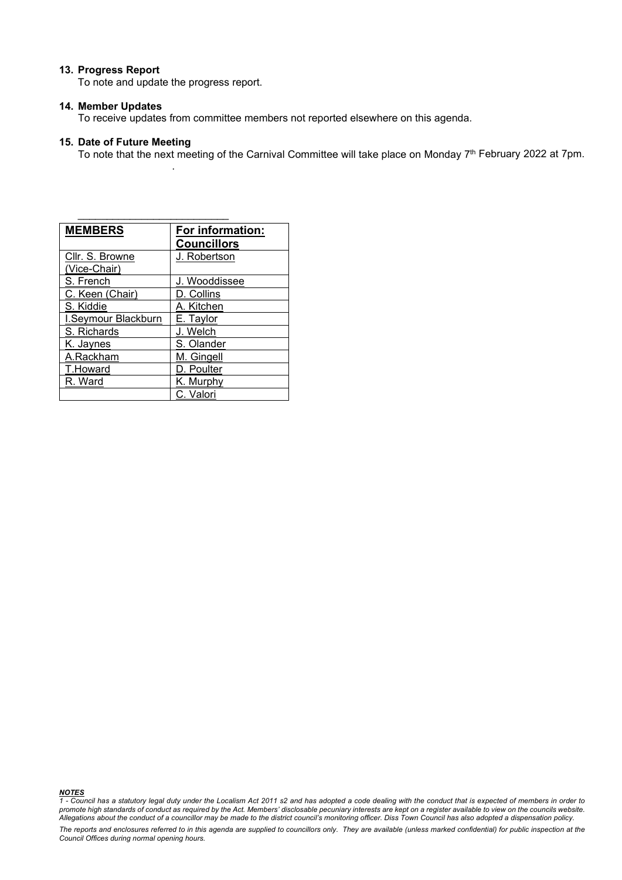**13. Progress Report**
To note and update the progress report.

**14. Member Updates**
To receive updates from committee members not reported elsewhere on this agenda.

**15. Date of Future Meeting**
To note that the next meeting of the Carnival Committee will take place on Monday 7th February 2022 at 7pm.

| **MEMBERS** | **For information: Councillors** |
|---|---|
| Cllr. S. Browne (Vice-Chair) | J. Robertson |
| S. French | J. Wooddissee |
| C. Keen (Chair) | D. Collins |
| S. Kiddie | A. Kitchen |
| I.Seymour Blackburn | E. Taylor |
| S. Richards | J. Welch |
| K. Jaynes | S. Olander |
| A.Rackham | M. Gingell |
| T.Howard | D. Poulter |
| R. Ward | K. Murphy |
| | C. Valori |

***NOTES***

*1 - Council has a statutory legal duty under the Localism Act 2011 s2 and has adopted a code dealing with the conduct that is expected of members in order to promote high standards of conduct as required by the Act. Members' disclosable pecuniary interests are kept on a register available to view on the councils website. Allegations about the conduct of a councillor may be made to the district council's monitoring officer. Diss Town Council has also adopted a dispensation policy.*

*The reports and enclosures referred to in this agenda are supplied to councillors only. They are available (unless marked confidential) for public inspection at the Council Offices during normal opening hours.*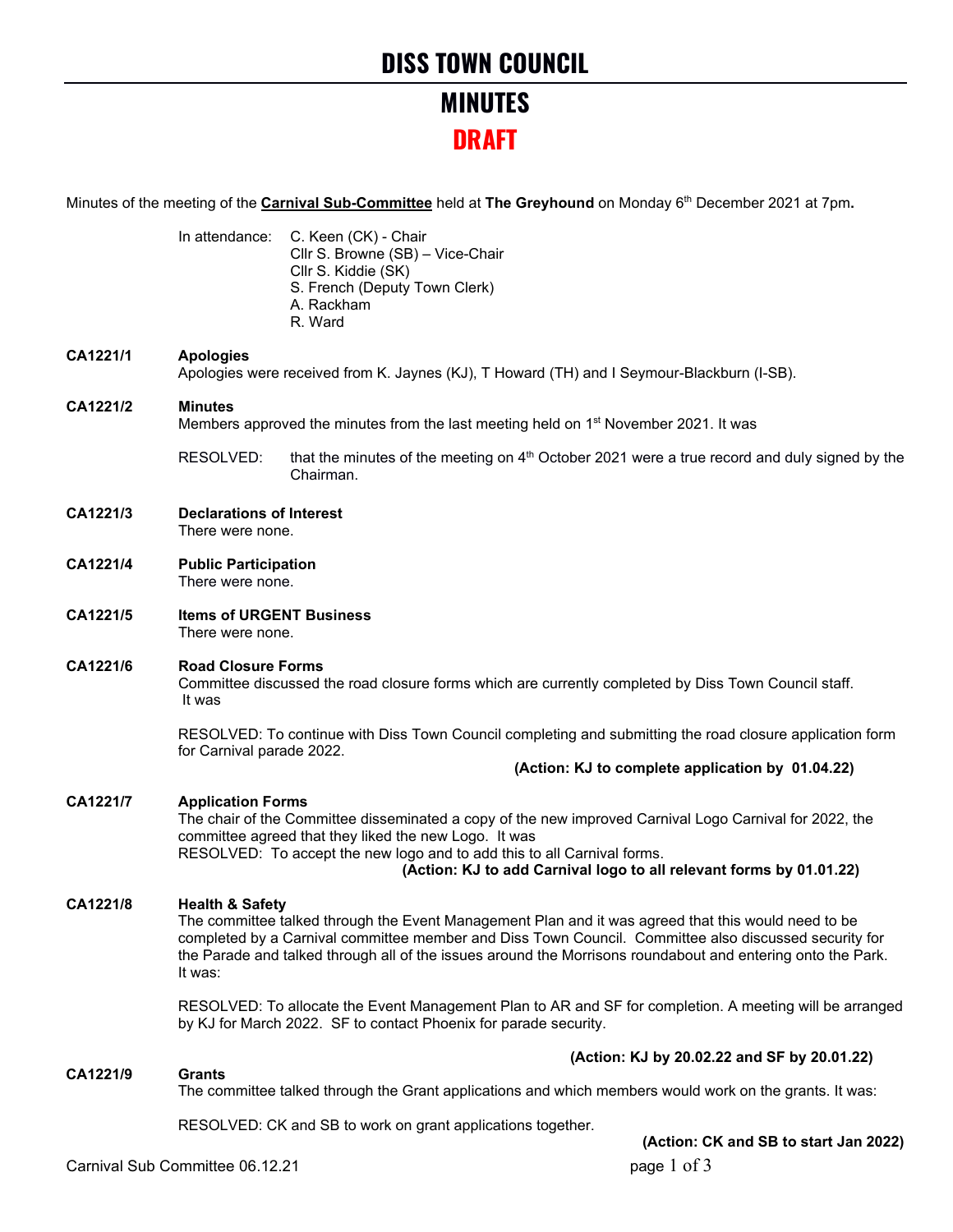# DISS TOWN COUNCIL

# MINUTES

# DRAFT

Minutes of the meeting of the **Carnival Sub-Committee** held at **The Greyhound** on Monday 6th December 2021 at 7pm**.**

In attendance:
- C. Keen (CK) - Chair
- Cllr S. Browne (SB) – Vice-Chair
- Cllr S. Kiddie (SK)
- S. French (Deputy Town Clerk)
- A. Rackham
- R. Ward

**CA1221/1 Apologies**

Apologies were received from K. Jaynes (KJ), T Howard (TH) and I Seymour-Blackburn (I-SB).

**CA1221/2 Minutes**

Members approved the minutes from the last meeting held on 1st November 2021. It was

RESOLVED: that the minutes of the meeting on 4th October 2021 were a true record and duly signed by the Chairman.

**CA1221/3 Declarations of Interest**

There were none.

**CA1221/4 Public Participation**

There were none.

**CA1221/5 Items of URGENT Business**

There were none.

**CA1221/6 Road Closure Forms**

Committee discussed the road closure forms which are currently completed by Diss Town Council staff. It was

RESOLVED: To continue with Diss Town Council completing and submitting the road closure application form for Carnival parade 2022.

**(Action: KJ to complete application by 01.04.22)**

**CA1221/7 Application Forms**

The chair of the Committee disseminated a copy of the new improved Carnival Logo Carnival for 2022, the committee agreed that they liked the new Logo. It was

RESOLVED: To accept the new logo and to add this to all Carnival forms.

**(Action: KJ to add Carnival logo to all relevant forms by 01.01.22)**

**CA1221/8 Health & Safety**

The committee talked through the Event Management Plan and it was agreed that this would need to be completed by a Carnival committee member and Diss Town Council. Committee also discussed security for the Parade and talked through all of the issues around the Morrisons roundabout and entering onto the Park. It was:

RESOLVED: To allocate the Event Management Plan to AR and SF for completion. A meeting will be arranged by KJ for March 2022. SF to contact Phoenix for parade security.

**(Action: KJ by 20.02.22 and SF by 20.01.22)**

**CA1221/9 Grants**

The committee talked through the Grant applications and which members would work on the grants. It was:

RESOLVED: CK and SB to work on grant applications together.

**(Action: CK and SB to start Jan 2022)**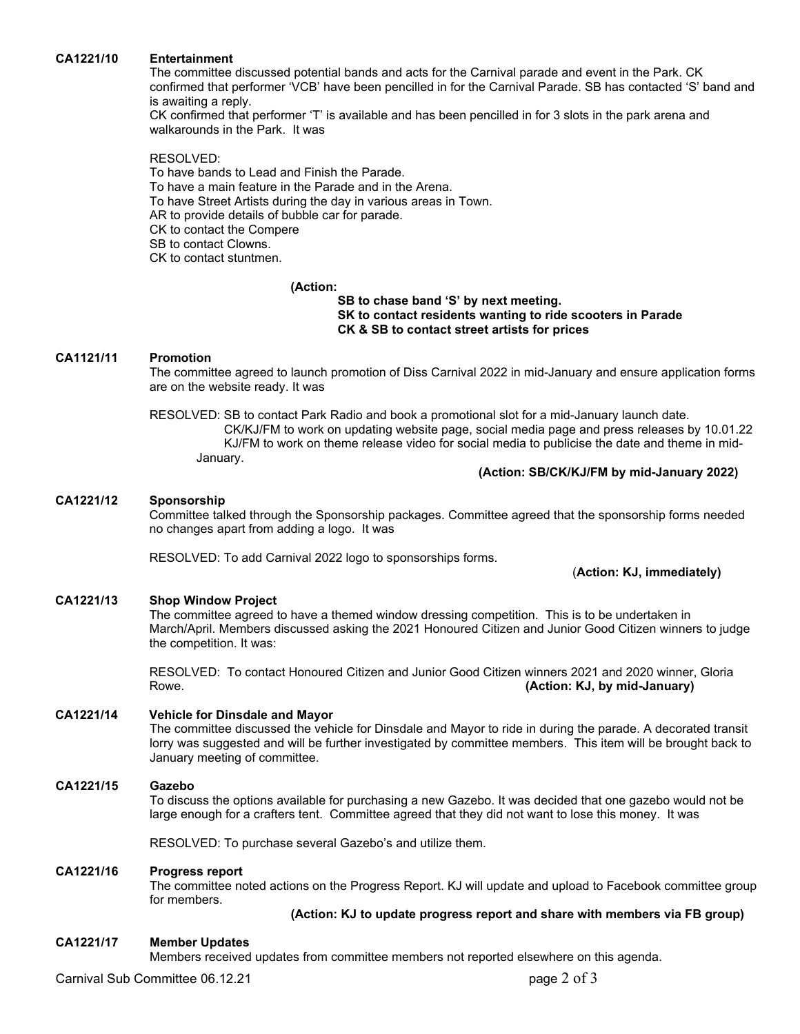**CA1221/10 Entertainment**

The committee discussed potential bands and acts for the Carnival parade and event in the Park. CK confirmed that performer 'VCB' have been pencilled in for the Carnival Parade. SB has contacted 'S' band and is awaiting a reply.

CK confirmed that performer 'T' is available and has been pencilled in for 3 slots in the park arena and walkarounds in the Park. It was

RESOLVED:
To have bands to Lead and Finish the Parade.
To have a main feature in the Parade and in the Arena.
To have Street Artists during the day in various areas in Town.
AR to provide details of bubble car for parade.
CK to contact the Compere
SB to contact Clowns.
CK to contact stuntmen.

**(Action:**
**SB to chase band 'S' by next meeting.**
**SK to contact residents wanting to ride scooters in Parade**
**CK & SB to contact street artists for prices**

**CA1121/11 Promotion**

The committee agreed to launch promotion of Diss Carnival 2022 in mid-January and ensure application forms are on the website ready. It was

RESOLVED: SB to contact Park Radio and book a promotional slot for a mid-January launch date.
CK/KJ/FM to work on updating website page, social media page and press releases by 10.01.22
KJ/FM to work on theme release video for social media to publicise the date and theme in mid-January.

**(Action: SB/CK/KJ/FM by mid-January 2022)**

**CA1221/12 Sponsorship**

Committee talked through the Sponsorship packages. Committee agreed that the sponsorship forms needed no changes apart from adding a logo. It was

RESOLVED: To add Carnival 2022 logo to sponsorships forms.

(**Action: KJ, immediately)**

**CA1221/13 Shop Window Project**

The committee agreed to have a themed window dressing competition. This is to be undertaken in March/April. Members discussed asking the 2021 Honoured Citizen and Junior Good Citizen winners to judge the competition. It was:

RESOLVED: To contact Honoured Citizen and Junior Good Citizen winners 2021 and 2020 winner, Gloria Rowe. **(Action: KJ, by mid-January)**

**CA1221/14 Vehicle for Dinsdale and Mayor**

The committee discussed the vehicle for Dinsdale and Mayor to ride in during the parade. A decorated transit lorry was suggested and will be further investigated by committee members. This item will be brought back to January meeting of committee.

**CA1221/15 Gazebo**

To discuss the options available for purchasing a new Gazebo. It was decided that one gazebo would not be large enough for a crafters tent. Committee agreed that they did not want to lose this money. It was

RESOLVED: To purchase several Gazebo's and utilize them.

**CA1221/16 Progress report**

The committee noted actions on the Progress Report. KJ will update and upload to Facebook committee group for members.

**(Action: KJ to update progress report and share with members via FB group)**

**CA1221/17 Member Updates**

Members received updates from committee members not reported elsewhere on this agenda.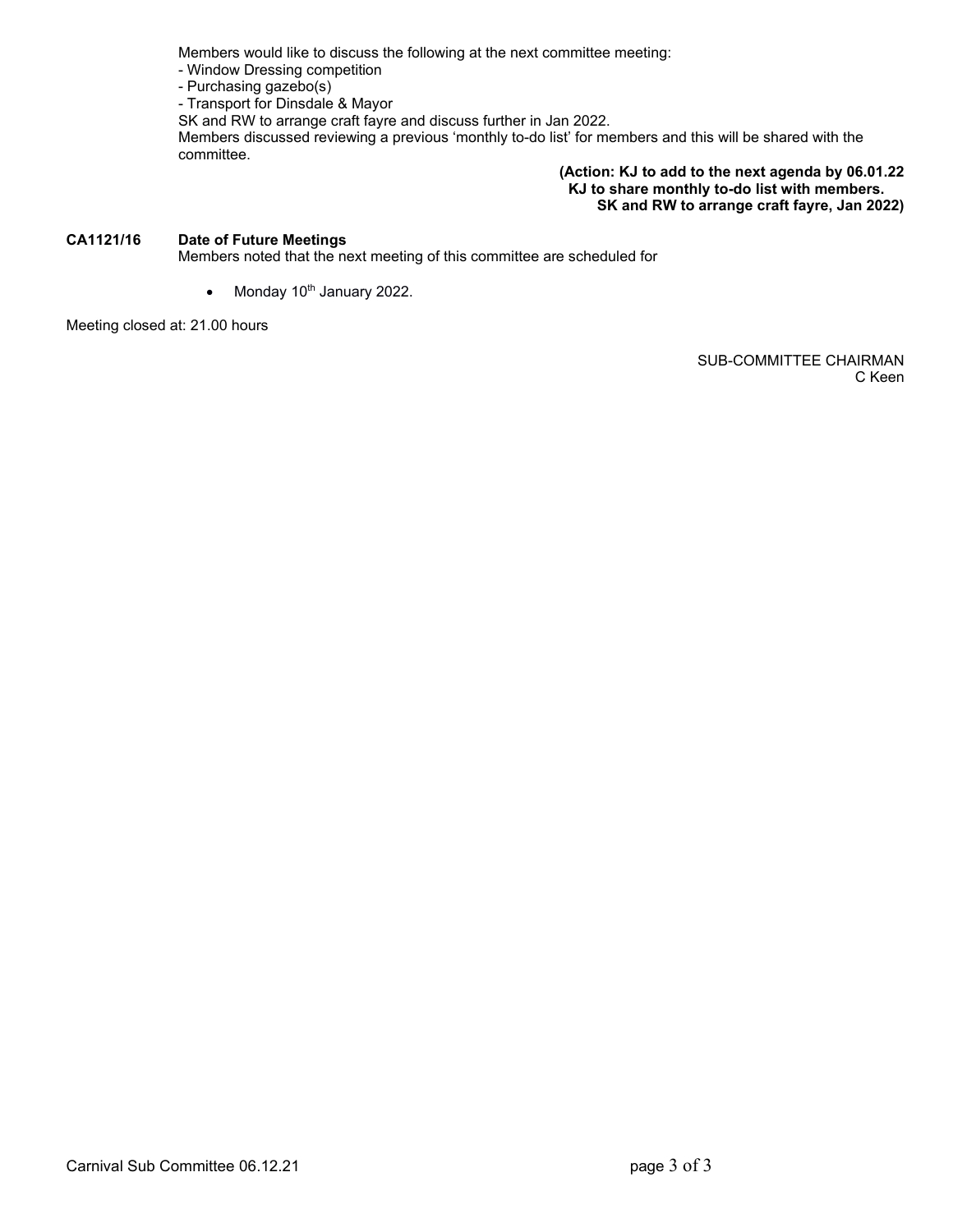Members would like to discuss the following at the next committee meeting:

- Window Dressing competition
- Purchasing gazebo(s)
- Transport for Dinsdale & Mayor

SK and RW to arrange craft fayre and discuss further in Jan 2022.
Members discussed reviewing a previous 'monthly to-do list' for members and this will be shared with the committee.

**(Action: KJ to add to the next agenda by 06.01.22**
**KJ to share monthly to-do list with members.**
**SK and RW to arrange craft fayre, Jan 2022)**

**CA1121/16 Date of Future Meetings**

Members noted that the next meeting of this committee are scheduled for

- Monday 10th January 2022.

Meeting closed at: 21.00 hours

SUB-COMMITTEE CHAIRMAN
C Keen